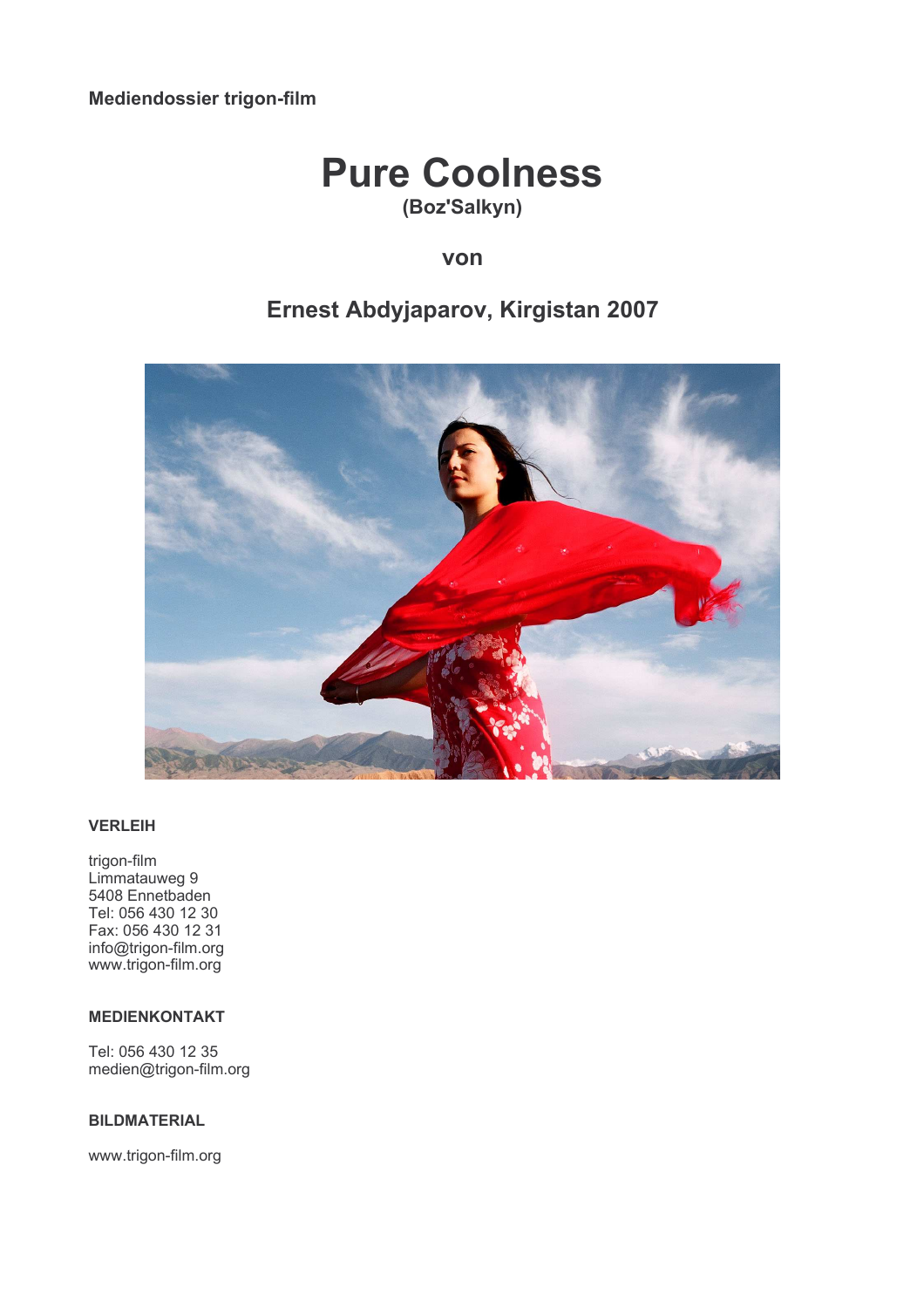**Mediendossier trigon-film**

# Pure Coolness

**(Boz'Salkyn)**

**von**

## Ernest Abdyjaparov, Kirgistan 2007

**VERLEIH**

trigon-film
Limmatauweg 9
5408 Ennetbaden
Tel: 056 430 12 30
Fax: 056 430 12 31
info@trigon-film.org
www.trigon-film.org

**MEDIENKONTAKT**

Tel: 056 430 12 35
medien@trigon-film.org

**BILDMATERIAL**

www.trigon-film.org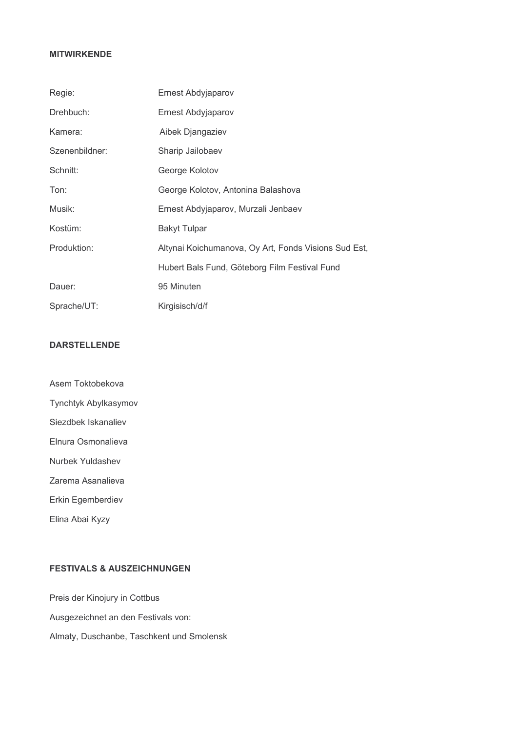**MITWIRKENDE**

| | |
|---|---|
| Regie: | Ernest Abdyjaparov |
| Drehbuch: | Ernest Abdyjaparov |
| Kamera: | Aibek Djangaziev |
| Szenenbildner: | Sharip Jailobaev |
| Schnitt: | George Kolotov |
| Ton: | George Kolotov, Antonina Balashova |
| Musik: | Ernest Abdyjaparov, Murzali Jenbaev |
| Kostüm: | Bakyt Tulpar |
| Produktion: | Altynai Koichumanova, Oy Art, Fonds Visions Sud Est, |
| | Hubert Bals Fund, Göteborg Film Festival Fund |
| Dauer: | 95 Minuten |
| Sprache/UT: | Kirgisisch/d/f |

**DARSTELLENDE**

Asem Toktobekova

Tynchtyk Abylkasymov

Siezdbek Iskanaliev

Elnura Osmonalieva

Nurbek Yuldashev

Zarema Asanalieva

Erkin Egemberdiev

Elina Abai Kyzy

**FESTIVALS & AUSZEICHNUNGEN**

Preis der Kinojury in Cottbus

Ausgezeichnet an den Festivals von:

Almaty, Duschanbe, Taschkent und Smolensk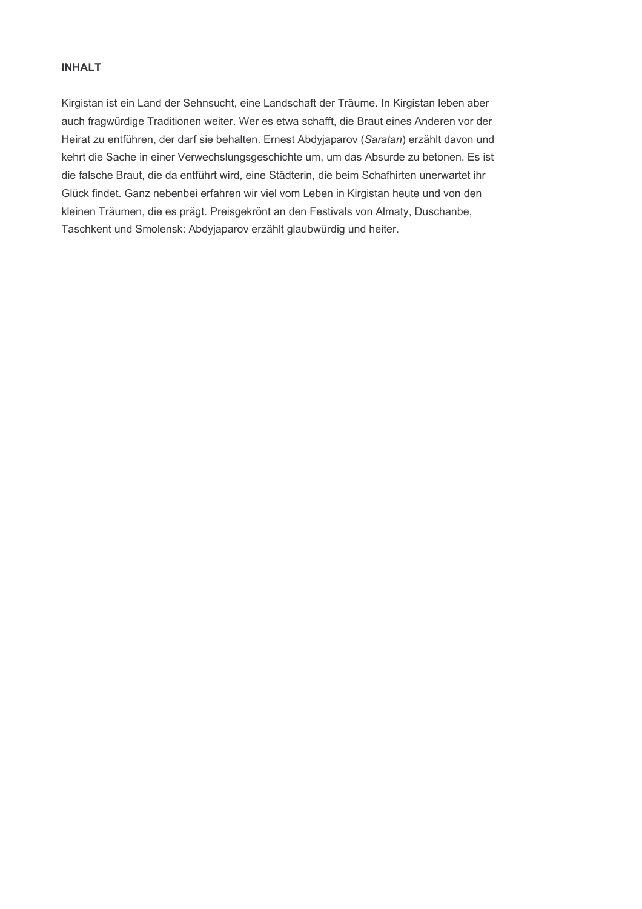**INHALT**

Kirgistan ist ein Land der Sehnsucht, eine Landschaft der Träume. In Kirgistan leben aber auch fragwürdige Traditionen weiter. Wer es etwa schafft, die Braut eines Anderen vor der Heirat zu entführen, der darf sie behalten. Ernest Abdyjaparov (*Saratan*) erzählt davon und kehrt die Sache in einer Verwechslungsgeschichte um, um das Absurde zu betonen. Es ist die falsche Braut, die da entführt wird, eine Städterin, die beim Schafhirten unerwartet ihr Glück findet. Ganz nebenbei erfahren wir viel vom Leben in Kirgistan heute und von den kleinen Träumen, die es prägt. Preisgekrönt an den Festivals von Almaty, Duschanbe, Taschkent und Smolensk: Abdyjaparov erzählt glaubwürdig und heiter.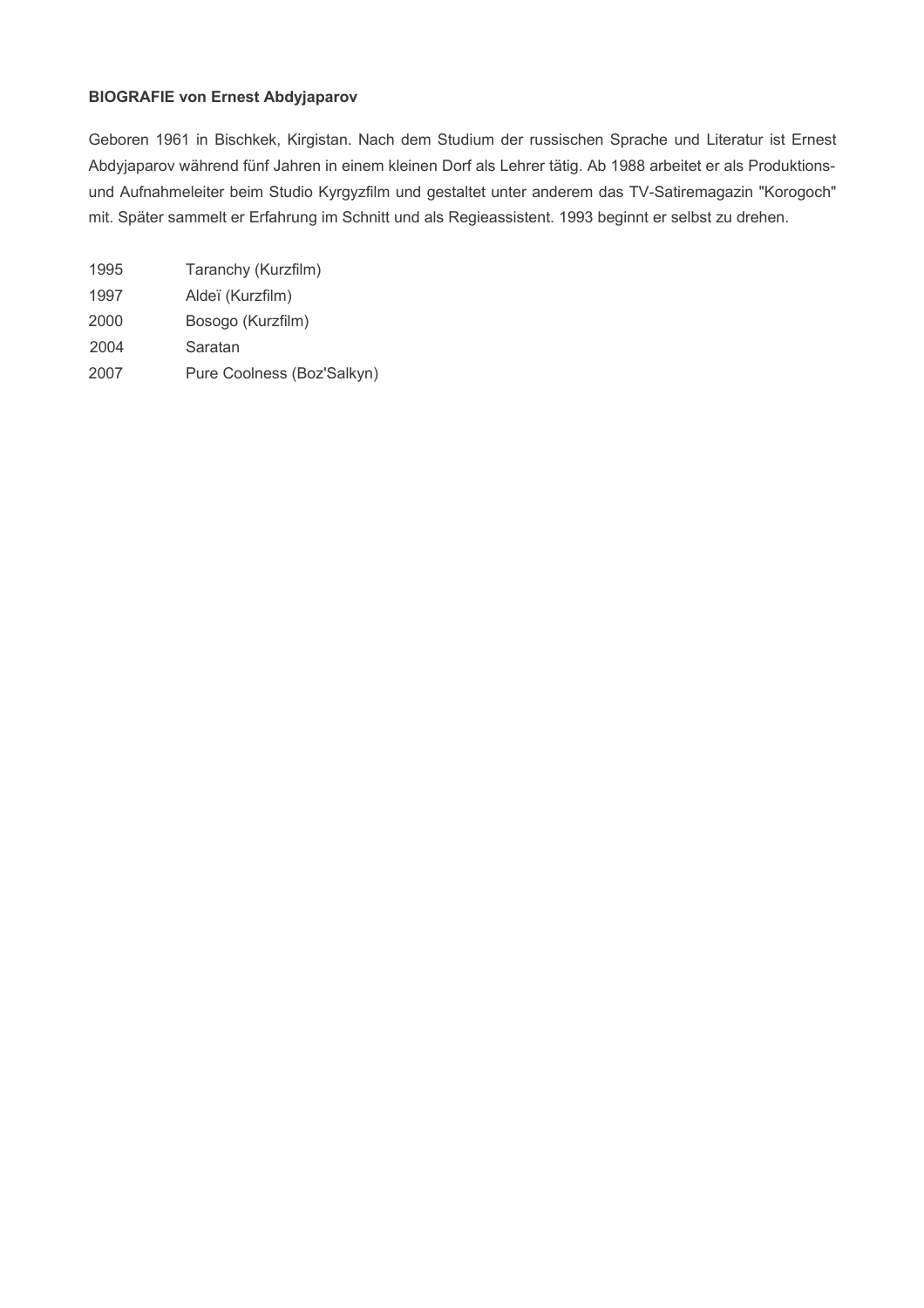**BIOGRAFIE von Ernest Abdyjaparov**

Geboren 1961 in Bischkek, Kirgistan. Nach dem Studium der russischen Sprache und Literatur ist Ernest Abdyjaparov während fünf Jahren in einem kleinen Dorf als Lehrer tätig. Ab 1988 arbeitet er als Produktions- und Aufnahmeleiter beim Studio Kyrgyzfilm und gestaltet unter anderem das TV-Satiremagazin "Korogoch" mit. Später sammelt er Erfahrung im Schnitt und als Regieassistent. 1993 beginnt er selbst zu drehen.

| | |
|---|---|
| 1995 | Taranchy (Kurzfilm) |
| 1997 | Aldeï (Kurzfilm) |
| 2000 | Bosogo (Kurzfilm) |
| 2004 | Saratan |
| 2007 | Pure Coolness (Boz'Salkyn) |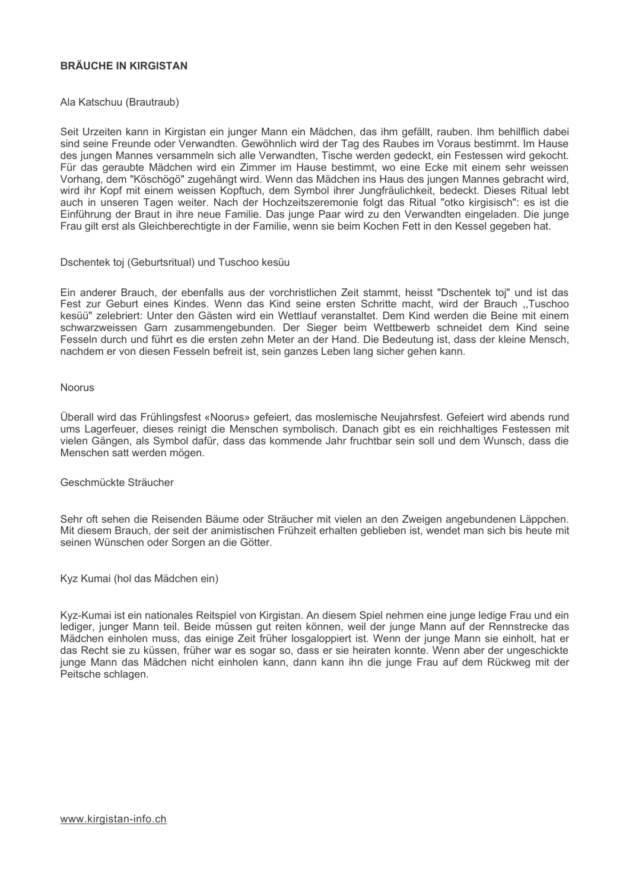**BRÄUCHE IN KIRGISTAN**

Ala Katschuu (Brautraub)

Seit Urzeiten kann in Kirgistan ein junger Mann ein Mädchen, das ihm gefällt, rauben. Ihm behilflich dabei sind seine Freunde oder Verwandten. Gewöhnlich wird der Tag des Raubes im Voraus bestimmt. Im Hause des jungen Mannes versammeln sich alle Verwandten, Tische werden gedeckt, ein Festessen wird gekocht. Für das geraubte Mädchen wird ein Zimmer im Hause bestimmt, wo eine Ecke mit einem sehr weissen Vorhang, dem "Köschögö" zugehängt wird. Wenn das Mädchen ins Haus des jungen Mannes gebracht wird, wird ihr Kopf mit einem weissen Kopftuch, dem Symbol ihrer Jungfräulichkeit, bedeckt. Dieses Ritual lebt auch in unseren Tagen weiter. Nach der Hochzeitszeremonie folgt das Ritual "otko kirgisisch": es ist die Einführung der Braut in ihre neue Familie. Das junge Paar wird zu den Verwandten eingeladen. Die junge Frau gilt erst als Gleichberechtigte in der Familie, wenn sie beim Kochen Fett in den Kessel gegeben hat.

Dschentek toj (Geburtsritual) und Tuschoo kesüu

Ein anderer Brauch, der ebenfalls aus der vorchristlichen Zeit stammt, heisst "Dschentek toj" und ist das Fest zur Geburt eines Kindes. Wenn das Kind seine ersten Schritte macht, wird der Brauch ,,Tuschoo kesüü" zelebriert: Unter den Gästen wird ein Wettlauf veranstaltet. Dem Kind werden die Beine mit einem schwarzweissen Garn zusammengebunden. Der Sieger beim Wettbewerb schneidet dem Kind seine Fesseln durch und führt es die ersten zehn Meter an der Hand. Die Bedeutung ist, dass der kleine Mensch, nachdem er von diesen Fesseln befreit ist, sein ganzes Leben lang sicher gehen kann.

Noorus

Überall wird das Frühlingsfest «Noorus» gefeiert, das moslemische Neujahrsfest. Gefeiert wird abends rund ums Lagerfeuer, dieses reinigt die Menschen symbolisch. Danach gibt es ein reichhaltiges Festessen mit vielen Gängen, als Symbol dafür, dass das kommende Jahr fruchtbar sein soll und dem Wunsch, dass die Menschen satt werden mögen.

Geschmückte Sträucher

Sehr oft sehen die Reisenden Bäume oder Sträucher mit vielen an den Zweigen angebundenen Läppchen. Mit diesem Brauch, der seit der animistischen Frühzeit erhalten geblieben ist, wendet man sich bis heute mit seinen Wünschen oder Sorgen an die Götter.

Kyz Kumai (hol das Mädchen ein)

Kyz-Kumai ist ein nationales Reitspiel von Kirgistan. An diesem Spiel nehmen eine junge ledige Frau und ein lediger, junger Mann teil. Beide müssen gut reiten können, weil der junge Mann auf der Rennstrecke das Mädchen einholen muss, das einige Zeit früher losgaloppiert ist. Wenn der junge Mann sie einholt, hat er das Recht sie zu küssen, früher war es sogar so, dass er sie heiraten konnte. Wenn aber der ungeschickte junge Mann das Mädchen nicht einholen kann, dann kann ihn die junge Frau auf dem Rückweg mit der Peitsche schlagen.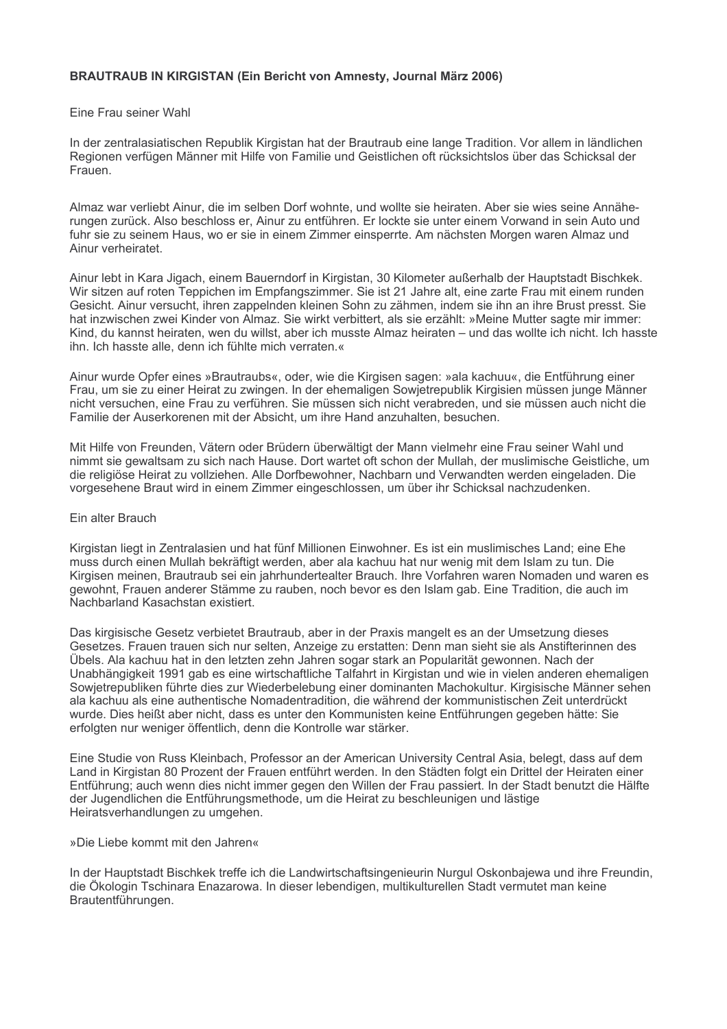**BRAUTRAUB IN KIRGISTAN (Ein Bericht von Amnesty, Journal März 2006)**

Eine Frau seiner Wahl

In der zentralasiatischen Republik Kirgistan hat der Brautraub eine lange Tradition. Vor allem in ländlichen Regionen verfügen Männer mit Hilfe von Familie und Geistlichen oft rücksichtslos über das Schicksal der Frauen.

Almaz war verliebt Ainur, die im selben Dorf wohnte, und wollte sie heiraten. Aber sie wies seine Annäherungen zurück. Also beschloss er, Ainur zu entführen. Er lockte sie unter einem Vorwand in sein Auto und fuhr sie zu seinem Haus, wo er sie in einem Zimmer einsperrte. Am nächsten Morgen waren Almaz und Ainur verheiratet.

Ainur lebt in Kara Jigach, einem Bauerndorf in Kirgistan, 30 Kilometer außerhalb der Hauptstadt Bischkek. Wir sitzen auf roten Teppichen im Empfangszimmer. Sie ist 21 Jahre alt, eine zarte Frau mit einem runden Gesicht. Ainur versucht, ihren zappelnden kleinen Sohn zu zähmen, indem sie ihn an ihre Brust presst. Sie hat inzwischen zwei Kinder von Almaz. Sie wirkt verbittert, als sie erzählt: »Meine Mutter sagte mir immer: Kind, du kannst heiraten, wen du willst, aber ich musste Almaz heiraten – und das wollte ich nicht. Ich hasste ihn. Ich hasste alle, denn ich fühlte mich verraten.«

Ainur wurde Opfer eines »Brautraubs«, oder, wie die Kirgisen sagen: »ala kachuu«, die Entführung einer Frau, um sie zu einer Heirat zu zwingen. In der ehemaligen Sowjetrepublik Kirgisien müssen junge Männer nicht versuchen, eine Frau zu verführen. Sie müssen sich nicht verabreden, und sie müssen auch nicht die Familie der Auserkorenen mit der Absicht, um ihre Hand anzuhalten, besuchen.

Mit Hilfe von Freunden, Vätern oder Brüdern überwältigt der Mann vielmehr eine Frau seiner Wahl und nimmt sie gewaltsam zu sich nach Hause. Dort wartet oft schon der Mullah, der muslimische Geistliche, um die religiöse Heirat zu vollziehen. Alle Dorfbewohner, Nachbarn und Verwandten werden eingeladen. Die vorgesehene Braut wird in einem Zimmer eingeschlossen, um über ihr Schicksal nachzudenken.

Ein alter Brauch

Kirgistan liegt in Zentralasien und hat fünf Millionen Einwohner. Es ist ein muslimisches Land; eine Ehe muss durch einen Mullah bekräftigt werden, aber ala kachuu hat nur wenig mit dem Islam zu tun. Die Kirgisen meinen, Brautraub sei ein jahrhundertealter Brauch. Ihre Vorfahren waren Nomaden und waren es gewohnt, Frauen anderer Stämme zu rauben, noch bevor es den Islam gab. Eine Tradition, die auch im Nachbarland Kasachstan existiert.

Das kirgisische Gesetz verbietet Brautraub, aber in der Praxis mangelt es an der Umsetzung dieses Gesetzes. Frauen trauen sich nur selten, Anzeige zu erstatten: Denn man sieht sie als Anstifterinnen des Übels. Ala kachuu hat in den letzten zehn Jahren sogar stark an Popularität gewonnen. Nach der Unabhängigkeit 1991 gab es eine wirtschaftliche Talfahrt in Kirgistan und wie in vielen anderen ehemaligen Sowjetrepubliken führte dies zur Wiederbelebung einer dominanten Machokultur. Kirgisische Männer sehen ala kachuu als eine authentische Nomadentradition, die während der kommunistischen Zeit unterdrückt wurde. Dies heißt aber nicht, dass es unter den Kommunisten keine Entführungen gegeben hätte: Sie erfolgten nur weniger öffentlich, denn die Kontrolle war stärker.

Eine Studie von Russ Kleinbach, Professor an der American University Central Asia, belegt, dass auf dem Land in Kirgistan 80 Prozent der Frauen entführt werden. In den Städten folgt ein Drittel der Heiraten einer Entführung; auch wenn dies nicht immer gegen den Willen der Frau passiert. In der Stadt benutzt die Hälfte der Jugendlichen die Entführungsmethode, um die Heirat zu beschleunigen und lästige Heiratsverhandlungen zu umgehen.

»Die Liebe kommt mit den Jahren«

In der Hauptstadt Bischkek treffe ich die Landwirtschaftsingenieurin Nurgul Oskonbajewa und ihre Freundin, die Ökologin Tschinara Enazarowa. In dieser lebendigen, multikulturellen Stadt vermutet man keine Brautentführungen.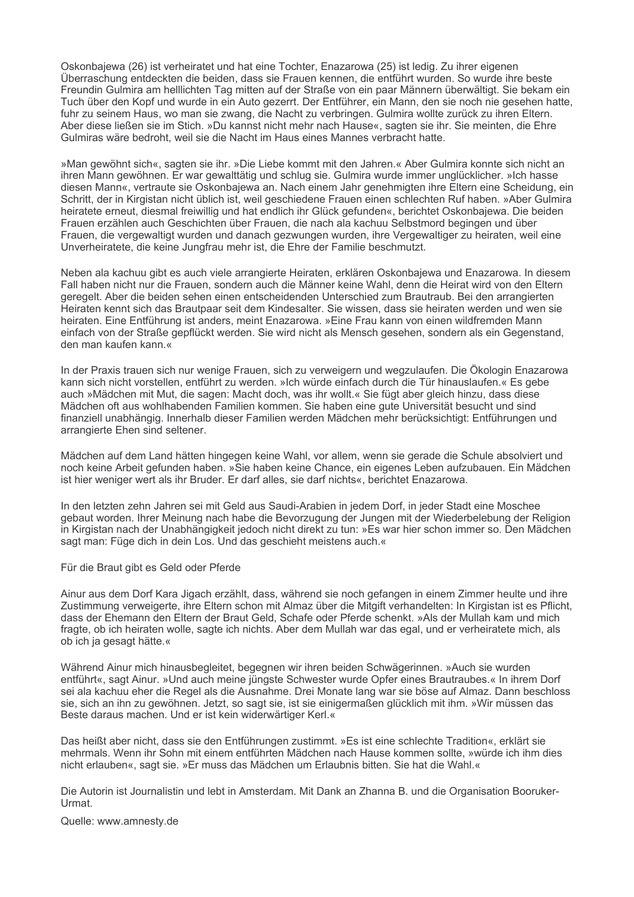Oskonbajewa (26) ist verheiratet und hat eine Tochter, Enazarowa (25) ist ledig. Zu ihrer eigenen Überraschung entdeckten die beiden, dass sie Frauen kennen, die entführt wurden. So wurde ihre beste Freundin Gulmira am helllichten Tag mitten auf der Straße von ein paar Männern überwältigt. Sie bekam ein Tuch über den Kopf und wurde in ein Auto gezerrt. Der Entführer, ein Mann, den sie noch nie gesehen hatte, fuhr zu seinem Haus, wo man sie zwang, die Nacht zu verbringen. Gulmira wollte zurück zu ihren Eltern. Aber diese ließen sie im Stich. »Du kannst nicht mehr nach Hause«, sagten sie ihr. Sie meinten, die Ehre Gulmiras wäre bedroht, weil sie die Nacht im Haus eines Mannes verbracht hatte.

»Man gewöhnt sich«, sagten sie ihr. »Die Liebe kommt mit den Jahren.« Aber Gulmira konnte sich nicht an ihren Mann gewöhnen. Er war gewalttätig und schlug sie. Gulmira wurde immer unglücklicher. »Ich hasse diesen Mann«, vertraute sie Oskonbajewa an. Nach einem Jahr genehmigten ihre Eltern eine Scheidung, ein Schritt, der in Kirgistan nicht üblich ist, weil geschiedene Frauen einen schlechten Ruf haben. »Aber Gulmira heiratete erneut, diesmal freiwillig und hat endlich ihr Glück gefunden«, berichtet Oskonbajewa. Die beiden Frauen erzählen auch Geschichten über Frauen, die nach ala kachuu Selbstmord begingen und über Frauen, die vergewaltigt wurden und danach gezwungen wurden, ihre Vergewaltiger zu heiraten, weil eine Unverheiratete, die keine Jungfrau mehr ist, die Ehre der Familie beschmutzt.

Neben ala kachuu gibt es auch viele arrangierte Heiraten, erklären Oskonbajewa und Enazarowa. In diesem Fall haben nicht nur die Frauen, sondern auch die Männer keine Wahl, denn die Heirat wird von den Eltern geregelt. Aber die beiden sehen einen entscheidenden Unterschied zum Brautraub. Bei den arrangierten Heiraten kennt sich das Brautpaar seit dem Kindesalter. Sie wissen, dass sie heiraten werden und wen sie heiraten. Eine Entführung ist anders, meint Enazarowa. »Eine Frau kann von einen wildfremden Mann einfach von der Straße gepflückt werden. Sie wird nicht als Mensch gesehen, sondern als ein Gegenstand, den man kaufen kann.«

In der Praxis trauen sich nur wenige Frauen, sich zu verweigern und wegzulaufen. Die Ökologin Enazarowa kann sich nicht vorstellen, entführt zu werden. »Ich würde einfach durch die Tür hinauslaufen.« Es gebe auch »Mädchen mit Mut, die sagen: Macht doch, was ihr wollt.« Sie fügt aber gleich hinzu, dass diese Mädchen oft aus wohlhabenden Familien kommen. Sie haben eine gute Universität besucht und sind finanziell unabhängig. Innerhalb dieser Familien werden Mädchen mehr berücksichtigt: Entführungen und arrangierte Ehen sind seltener.

Mädchen auf dem Land hätten hingegen keine Wahl, vor allem, wenn sie gerade die Schule absolviert und noch keine Arbeit gefunden haben. »Sie haben keine Chance, ein eigenes Leben aufzubauen. Ein Mädchen ist hier weniger wert als ihr Bruder. Er darf alles, sie darf nichts«, berichtet Enazarowa.

In den letzten zehn Jahren sei mit Geld aus Saudi-Arabien in jedem Dorf, in jeder Stadt eine Moschee gebaut worden. Ihrer Meinung nach habe die Bevorzugung der Jungen mit der Wiederbelebung der Religion in Kirgistan nach der Unabhängigkeit jedoch nicht direkt zu tun: »Es war hier schon immer so. Den Mädchen sagt man: Füge dich in dein Los. Und das geschieht meistens auch.«

Für die Braut gibt es Geld oder Pferde

Ainur aus dem Dorf Kara Jigach erzählt, dass, während sie noch gefangen in einem Zimmer heulte und ihre Zustimmung verweigerte, ihre Eltern schon mit Almaz über die Mitgift verhandelten: In Kirgistan ist es Pflicht, dass der Ehemann den Eltern der Braut Geld, Schafe oder Pferde schenkt. »Als der Mullah kam und mich fragte, ob ich heiraten wolle, sagte ich nichts. Aber dem Mullah war das egal, und er verheiratete mich, als ob ich ja gesagt hätte.«

Während Ainur mich hinausbegleitet, begegnen wir ihren beiden Schwägerinnen. »Auch sie wurden entführt«, sagt Ainur. »Und auch meine jüngste Schwester wurde Opfer eines Brautraubes.« In ihrem Dorf sei ala kachuu eher die Regel als die Ausnahme. Drei Monate lang war sie böse auf Almaz. Dann beschloss sie, sich an ihn zu gewöhnen. Jetzt, so sagt sie, ist sie einigermaßen glücklich mit ihm. »Wir müssen das Beste daraus machen. Und er ist kein widerwärtiger Kerl.«

Das heißt aber nicht, dass sie den Entführungen zustimmt. »Es ist eine schlechte Tradition«, erklärt sie mehrmals. Wenn ihr Sohn mit einem entführten Mädchen nach Hause kommen sollte, »würde ich ihm dies nicht erlauben«, sagt sie. »Er muss das Mädchen um Erlaubnis bitten. Sie hat die Wahl.«

Die Autorin ist Journalistin und lebt in Amsterdam. Mit Dank an Zhanna B. und die Organisation Booruker-Urmat.

Quelle: www.amnesty.de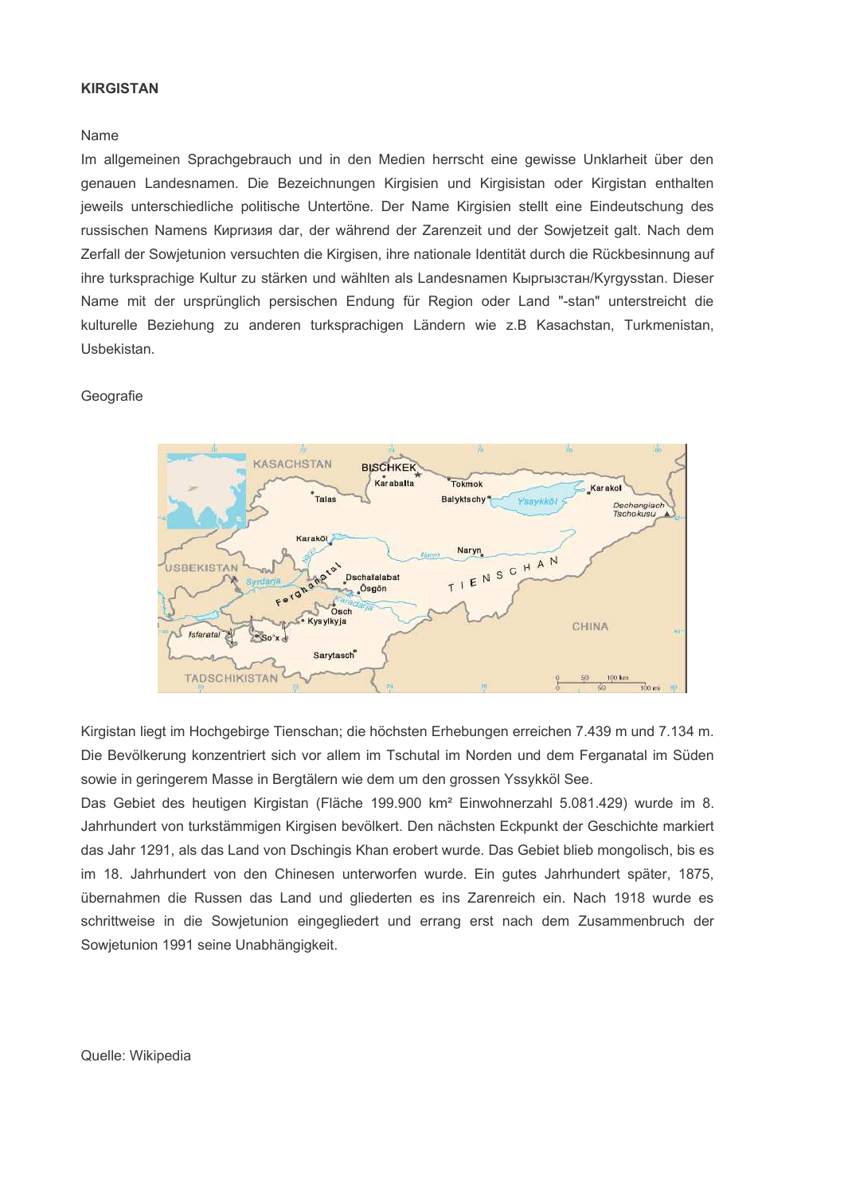**KIRGISTAN**

Name

Im allgemeinen Sprachgebrauch und in den Medien herrscht eine gewisse Unklarheit über den genauen Landesnamen. Die Bezeichnungen Kirgisien und Kirgisistan oder Kirgistan enthalten jeweils unterschiedliche politische Untertöne. Der Name Kirgisien stellt eine Eindeutschung des russischen Namens Киргизия dar, der während der Zarenzeit und der Sowjetzeit galt. Nach dem Zerfall der Sowjetunion versuchten die Kirgisen, ihre nationale Identität durch die Rückbesinnung auf ihre turksprachige Kultur zu stärken und wählten als Landesnamen Кыргызстан/Kyrgysstan. Dieser Name mit der ursprünglich persischen Endung für Region oder Land "-stan" unterstreicht die kulturelle Beziehung zu anderen turksprachigen Ländern wie z.B Kasachstan, Turkmenistan, Usbekistan.

Geografie

Kirgistan liegt im Hochgebirge Tienschan; die höchsten Erhebungen erreichen 7.439 m und 7.134 m. Die Bevölkerung konzentriert sich vor allem im Tschutal im Norden und dem Ferganatal im Süden sowie in geringerem Masse in Bergtälern wie dem um den grossen Yssykköl See.

Das Gebiet des heutigen Kirgistan (Fläche 199.900 km² Einwohnerzahl 5.081.429) wurde im 8. Jahrhundert von turkstämmigen Kirgisen bevölkert. Den nächsten Eckpunkt der Geschichte markiert das Jahr 1291, als das Land von Dschingis Khan erobert wurde. Das Gebiet blieb mongolisch, bis es im 18. Jahrhundert von den Chinesen unterworfen wurde. Ein gutes Jahrhundert später, 1875, übernahmen die Russen das Land und gliederten es ins Zarenreich ein. Nach 1918 wurde es schrittweise in die Sowjetunion eingegliedert und errang erst nach dem Zusammenbruch der Sowjetunion 1991 seine Unabhängigkeit.

Quelle: Wikipedia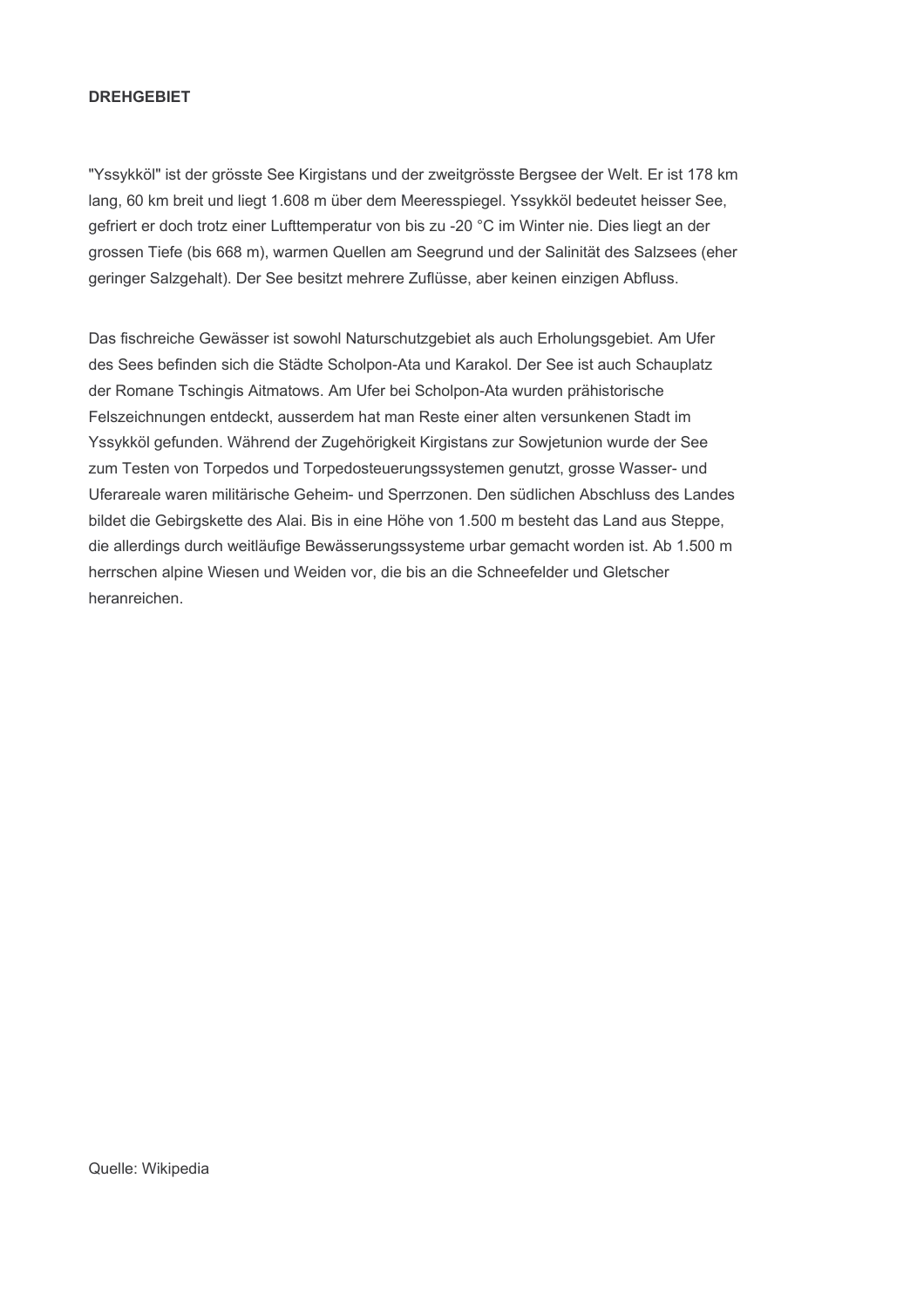**DREHGEBIET**

"Yssykköl" ist der grösste See Kirgistans und der zweitgrösste Bergsee der Welt. Er ist 178 km lang, 60 km breit und liegt 1.608 m über dem Meeresspiegel. Yssykköl bedeutet heisser See, gefriert er doch trotz einer Lufttemperatur von bis zu -20 °C im Winter nie. Dies liegt an der grossen Tiefe (bis 668 m), warmen Quellen am Seegrund und der Salinität des Salzsees (eher geringer Salzgehalt). Der See besitzt mehrere Zuflüsse, aber keinen einzigen Abfluss.

Das fischreiche Gewässer ist sowohl Naturschutzgebiet als auch Erholungsgebiet. Am Ufer des Sees befinden sich die Städte Scholpon-Ata und Karakol. Der See ist auch Schauplatz der Romane Tschingis Aitmatows. Am Ufer bei Scholpon-Ata wurden prähistorische Felszeichnungen entdeckt, ausserdem hat man Reste einer alten versunkenen Stadt im Yssykköl gefunden. Während der Zugehörigkeit Kirgistans zur Sowjetunion wurde der See zum Testen von Torpedos und Torpedosteuerungssystemen genutzt, grosse Wasser- und Uferareale waren militärische Geheim- und Sperrzonen. Den südlichen Abschluss des Landes bildet die Gebirgskette des Alai. Bis in eine Höhe von 1.500 m besteht das Land aus Steppe, die allerdings durch weitläufige Bewässerungssysteme urbar gemacht worden ist. Ab 1.500 m herrschen alpine Wiesen und Weiden vor, die bis an die Schneefelder und Gletscher heranreichen.

Quelle: Wikipedia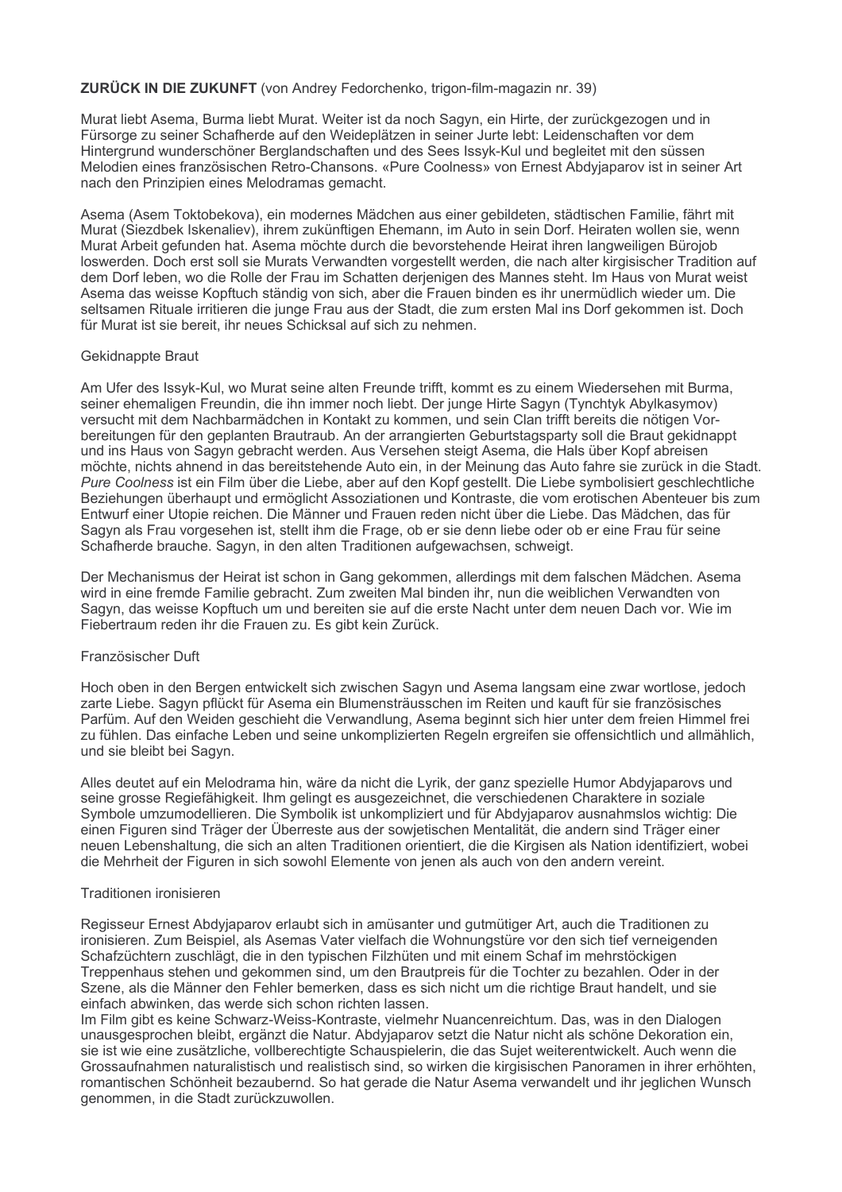**ZURÜCK IN DIE ZUKUNFT** (von Andrey Fedorchenko, trigon-film-magazin nr. 39)

Murat liebt Asema, Burma liebt Murat. Weiter ist da noch Sagyn, ein Hirte, der zurückgezogen und in Fürsorge zu seiner Schafherde auf den Weideplätzen in seiner Jurte lebt: Leidenschaften vor dem Hintergrund wunderschöner Berglandschaften und des Sees Issyk-Kul und begleitet mit den süssen Melodien eines französischen Retro-Chansons. «Pure Coolness» von Ernest Abdyjaparov ist in seiner Art nach den Prinzipien eines Melodramas gemacht.

Asema (Asem Toktobekova), ein modernes Mädchen aus einer gebildeten, städtischen Familie, fährt mit Murat (Siezdbek Iskenaliev), ihrem zukünftigen Ehemann, im Auto in sein Dorf. Heiraten wollen sie, wenn Murat Arbeit gefunden hat. Asema möchte durch die bevorstehende Heirat ihren langweiligen Bürojob loswerden. Doch erst soll sie Murats Verwandten vorgestellt werden, die nach alter kirgisischer Tradition auf dem Dorf leben, wo die Rolle der Frau im Schatten derjenigen des Mannes steht. Im Haus von Murat weist Asema das weisse Kopftuch ständig von sich, aber die Frauen binden es ihr unermüdlich wieder um. Die seltsamen Rituale irritieren die junge Frau aus der Stadt, die zum ersten Mal ins Dorf gekommen ist. Doch für Murat ist sie bereit, ihr neues Schicksal auf sich zu nehmen.

Gekidnappte Braut

Am Ufer des Issyk-Kul, wo Murat seine alten Freunde trifft, kommt es zu einem Wiedersehen mit Burma, seiner ehemaligen Freundin, die ihn immer noch liebt. Der junge Hirte Sagyn (Tynchtyk Abylkasymov) versucht mit dem Nachbarmädchen in Kontakt zu kommen, und sein Clan trifft bereits die nötigen Vorbereitungen für den geplanten Brautraub. An der arrangierten Geburtstagsparty soll die Braut gekidnappt und ins Haus von Sagyn gebracht werden. Aus Versehen steigt Asema, die Hals über Kopf abreisen möchte, nichts ahnend in das bereitstehende Auto ein, in der Meinung das Auto fahre sie zurück in die Stadt. *Pure Coolness* ist ein Film über die Liebe, aber auf den Kopf gestellt. Die Liebe symbolisiert geschlechtliche Beziehungen überhaupt und ermöglicht Assoziationen und Kontraste, die vom erotischen Abenteuer bis zum Entwurf einer Utopie reichen. Die Männer und Frauen reden nicht über die Liebe. Das Mädchen, das für Sagyn als Frau vorgesehen ist, stellt ihm die Frage, ob er sie denn liebe oder ob er eine Frau für seine Schafherde brauche. Sagyn, in den alten Traditionen aufgewachsen, schweigt.

Der Mechanismus der Heirat ist schon in Gang gekommen, allerdings mit dem falschen Mädchen. Asema wird in eine fremde Familie gebracht. Zum zweiten Mal binden ihr, nun die weiblichen Verwandten von Sagyn, das weisse Kopftuch um und bereiten sie auf die erste Nacht unter dem neuen Dach vor. Wie im Fiebertraum reden ihr die Frauen zu. Es gibt kein Zurück.

Französischer Duft

Hoch oben in den Bergen entwickelt sich zwischen Sagyn und Asema langsam eine zwar wortlose, jedoch zarte Liebe. Sagyn pflückt für Asema ein Blumensträusschen im Reiten und kauft für sie französisches Parfüm. Auf den Weiden geschieht die Verwandlung, Asema beginnt sich hier unter dem freien Himmel frei zu fühlen. Das einfache Leben und seine unkomplizierten Regeln ergreifen sie offensichtlich und allmählich, und sie bleibt bei Sagyn.

Alles deutet auf ein Melodrama hin, wäre da nicht die Lyrik, der ganz spezielle Humor Abdyjaparovs und seine grosse Regiefähigkeit. Ihm gelingt es ausgezeichnet, die verschiedenen Charaktere in soziale Symbole umzumodellieren. Die Symbolik ist unkompliziert und für Abdyjaparov ausnahmslos wichtig: Die einen Figuren sind Träger der Überreste aus der sowjetischen Mentalität, die andern sind Träger einer neuen Lebenshaltung, die sich an alten Traditionen orientiert, die die Kirgisen als Nation identifiziert, wobei die Mehrheit der Figuren in sich sowohl Elemente von jenen als auch von den andern vereint.

Traditionen ironisieren

Regisseur Ernest Abdyjaparov erlaubt sich in amüsanter und gutmütiger Art, auch die Traditionen zu ironisieren. Zum Beispiel, als Asemas Vater vielfach die Wohnungstüre vor den sich tief verneigenden Schafzüchtern zuschlägt, die in den typischen Filzhüten und mit einem Schaf im mehrstöckigen Treppenhaus stehen und gekommen sind, um den Brautpreis für die Tochter zu bezahlen. Oder in der Szene, als die Männer den Fehler bemerken, dass es sich nicht um die richtige Braut handelt, und sie einfach abwinken, das werde sich schon richten lassen.
Im Film gibt es keine Schwarz-Weiss-Kontraste, vielmehr Nuancenreichtum. Das, was in den Dialogen unausgesprochen bleibt, ergänzt die Natur. Abdyjaparov setzt die Natur nicht als schöne Dekoration ein, sie ist wie eine zusätzliche, vollberechtigte Schauspielerin, die das Sujet weiterentwickelt. Auch wenn die Grossaufnahmen naturalistisch und realistisch sind, so wirken die kirgisischen Panoramen in ihrer erhöhten, romantischen Schönheit bezaubernd. So hat gerade die Natur Asema verwandelt und ihr jeglichen Wunsch genommen, in die Stadt zurückzuwollen.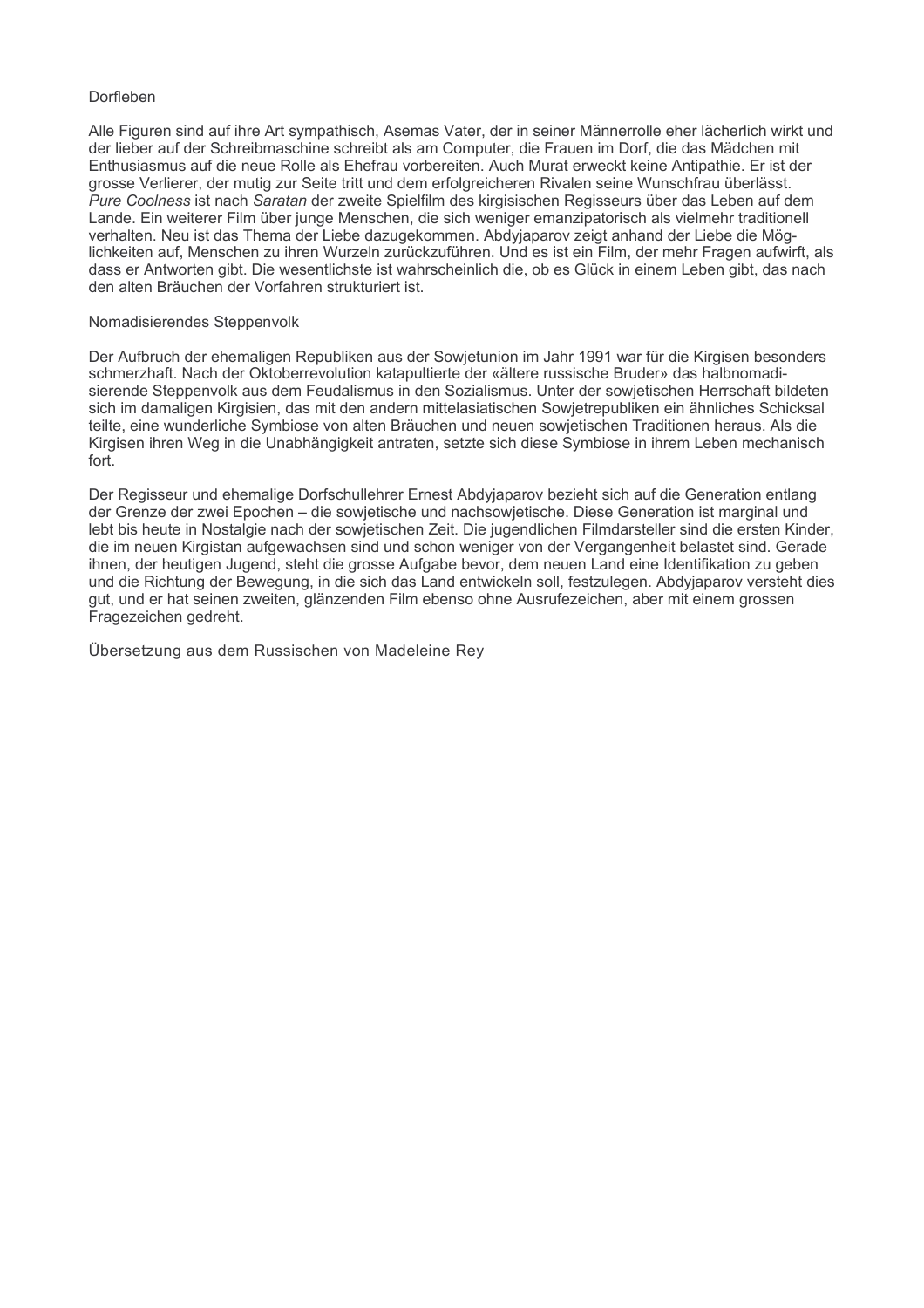## Dorfleben

Alle Figuren sind auf ihre Art sympathisch, Asemas Vater, der in seiner Männerrolle eher lächerlich wirkt und der lieber auf der Schreibmaschine schreibt als am Computer, die Frauen im Dorf, die das Mädchen mit Enthusiasmus auf die neue Rolle als Ehefrau vorbereiten. Auch Murat erweckt keine Antipathie. Er ist der grosse Verlierer, der mutig zur Seite tritt und dem erfolgreicheren Rivalen seine Wunschfrau überlässt. *Pure Coolness* ist nach *Saratan* der zweite Spielfilm des kirgisischen Regisseurs über das Leben auf dem Lande. Ein weiterer Film über junge Menschen, die sich weniger emanzipatorisch als vielmehr traditionell verhalten. Neu ist das Thema der Liebe dazugekommen. Abdyjaparov zeigt anhand der Liebe die Möglichkeiten auf, Menschen zu ihren Wurzeln zurückzuführen. Und es ist ein Film, der mehr Fragen aufwirft, als dass er Antworten gibt. Die wesentlichste ist wahrscheinlich die, ob es Glück in einem Leben gibt, das nach den alten Bräuchen der Vorfahren strukturiert ist.

## Nomadisierendes Steppenvolk

Der Aufbruch der ehemaligen Republiken aus der Sowjetunion im Jahr 1991 war für die Kirgisen besonders schmerzhaft. Nach der Oktoberrevolution katapultierte der «ältere russische Bruder» das halbnomadisierende Steppenvolk aus dem Feudalismus in den Sozialismus. Unter der sowjetischen Herrschaft bildeten sich im damaligen Kirgisien, das mit den andern mittelasiatischen Sowjetrepubliken ein ähnliches Schicksal teilte, eine wunderliche Symbiose von alten Bräuchen und neuen sowjetischen Traditionen heraus. Als die Kirgisen ihren Weg in die Unabhängigkeit antraten, setzte sich diese Symbiose in ihrem Leben mechanisch fort.

Der Regisseur und ehemalige Dorfschullehrer Ernest Abdyjaparov bezieht sich auf die Generation entlang der Grenze der zwei Epochen – die sowjetische und nachsowjetische. Diese Generation ist marginal und lebt bis heute in Nostalgie nach der sowjetischen Zeit. Die jugendlichen Filmdarsteller sind die ersten Kinder, die im neuen Kirgistan aufgewachsen sind und schon weniger von der Vergangenheit belastet sind. Gerade ihnen, der heutigen Jugend, steht die grosse Aufgabe bevor, dem neuen Land eine Identifikation zu geben und die Richtung der Bewegung, in die sich das Land entwickeln soll, festzulegen. Abdyjaparov versteht dies gut, und er hat seinen zweiten, glänzenden Film ebenso ohne Ausrufezeichen, aber mit einem grossen Fragezeichen gedreht.

Übersetzung aus dem Russischen von Madeleine Rey